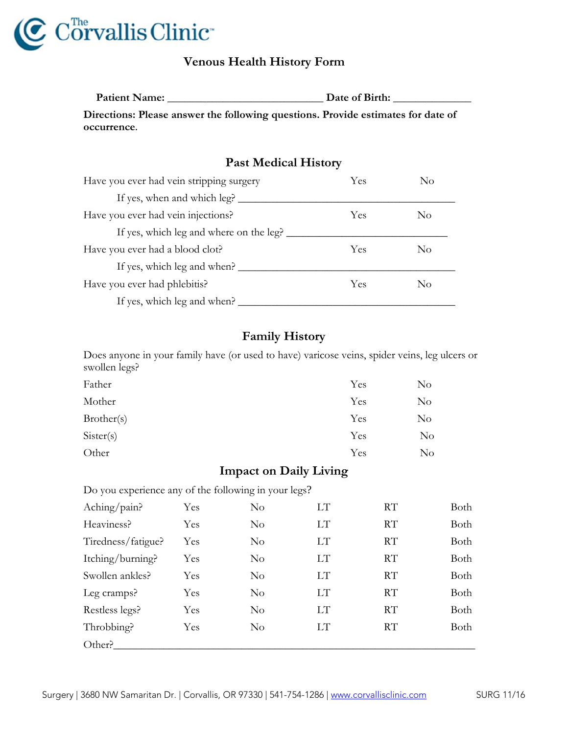The Corvallis Clinic

# Venous Health History Form

**Patient Name:** ____________________________ **Date of Birth:** ______________

**Directions: Please answer the following questions. Provide estimates for date of occurrence.**

## Past Medical History

| | | |
|---|---|---|
| Have you ever had vein stripping surgery | Yes | No |
| If yes, when and which leg? ________________________________________ | | |
| Have you ever had vein injections? | Yes | No |
| If yes, which leg and where on the leg? ______________________________ | | |
| Have you ever had a blood clot? | Yes | No |
| If yes, which leg and when? ________________________________________ | | |
| Have you ever had phlebitis? | Yes | No |
| If yes, which leg and when? ________________________________________ | | |

## Family History

Does anyone in your family have (or used to have) varicose veins, spider veins, leg ulcers or swollen legs?

| | | |
|---|---|---|
| Father | Yes | No |
| Mother | Yes | No |
| Brother(s) | Yes | No |
| Sister(s) | Yes | No |
| Other | Yes | No |

## Impact on Daily Living

Do you experience any of the following in your legs?

| | | | | | |
|---|---|---|---|---|---|
| Aching/pain? | Yes | No | LT | RT | Both |
| Heaviness? | Yes | No | LT | RT | Both |
| Tiredness/fatigue? | Yes | No | LT | RT | Both |
| Itching/burning? | Yes | No | LT | RT | Both |
| Swollen ankles? | Yes | No | LT | RT | Both |
| Leg cramps? | Yes | No | LT | RT | Both |
| Restless legs? | Yes | No | LT | RT | Both |
| Throbbing? | Yes | No | LT | RT | Both |

Other?______________________________________________________________

Surgery | 3680 NW Samaritan Dr. | Corvallis, OR 97330 | 541-754-1286 | www.corvallisclinic.com SURG 11/16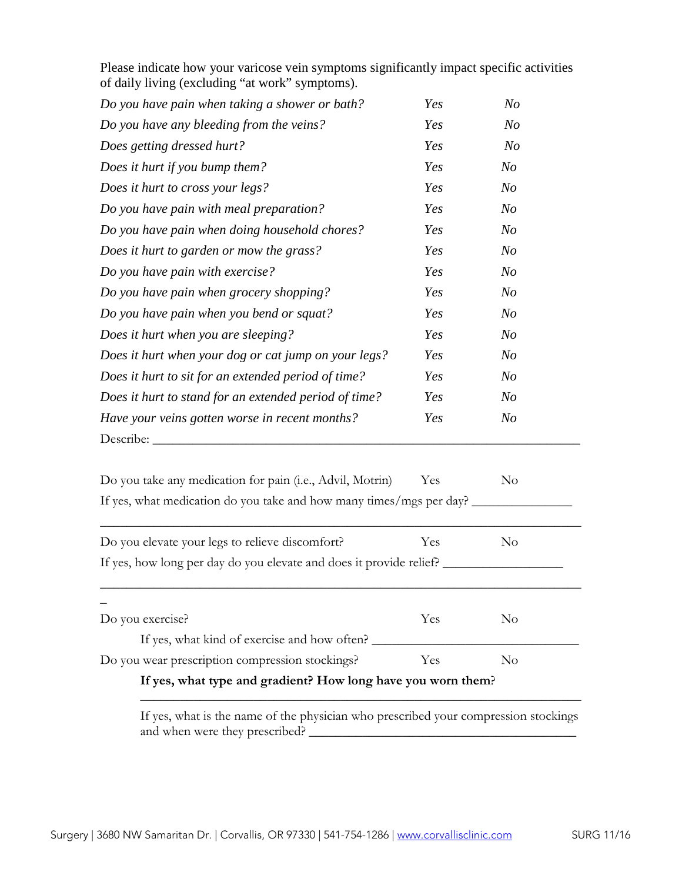Please indicate how your varicose vein symptoms significantly impact specific activities of daily living (excluding "at work" symptoms).

| | | |
|---|---|---|
| *Do you have pain when taking a shower or bath?* | *Yes* | *No* |
| *Do you have any bleeding from the veins?* | *Yes* | *No* |
| *Does getting dressed hurt?* | *Yes* | *No* |
| *Does it hurt if you bump them?* | *Yes* | *No* |
| *Does it hurt to cross your legs?* | *Yes* | *No* |
| *Do you have pain with meal preparation?* | *Yes* | *No* |
| *Do you have pain when doing household chores?* | *Yes* | *No* |
| *Does it hurt to garden or mow the grass?* | *Yes* | *No* |
| *Do you have pain with exercise?* | *Yes* | *No* |
| *Do you have pain when grocery shopping?* | *Yes* | *No* |
| *Do you have pain when you bend or squat?* | *Yes* | *No* |
| *Does it hurt when you are sleeping?* | *Yes* | *No* |
| *Does it hurt when your dog or cat jump on your legs?* | *Yes* | *No* |
| *Does it hurt to sit for an extended period of time?* | *Yes* | *No* |
| *Does it hurt to stand for an extended period of time?* | *Yes* | *No* |
| *Have your veins gotten worse in recent months?* | *Yes* | *No* |

Describe: ___________________________________________________________________

Do you take any medication for pain (i.e., Advil, Motrin)   Yes   No

If yes, what medication do you take and how many times/mgs per day? _______________

___________________________________________________________________________

Do you elevate your legs to relieve discomfort?   Yes   No

If yes, how long per day do you elevate and does it provide relief? __________________

___________________________________________________________________________

_

Do you exercise?   Yes   No

If yes, what kind of exercise and how often? _________________________________

Do you wear prescription compression stockings?   Yes   No

**If yes, what type and gradient? How long have you worn them?**

___________________________________________________________________________

If yes, what is the name of the physician who prescribed your compression stockings and when were they prescribed? _________________________________________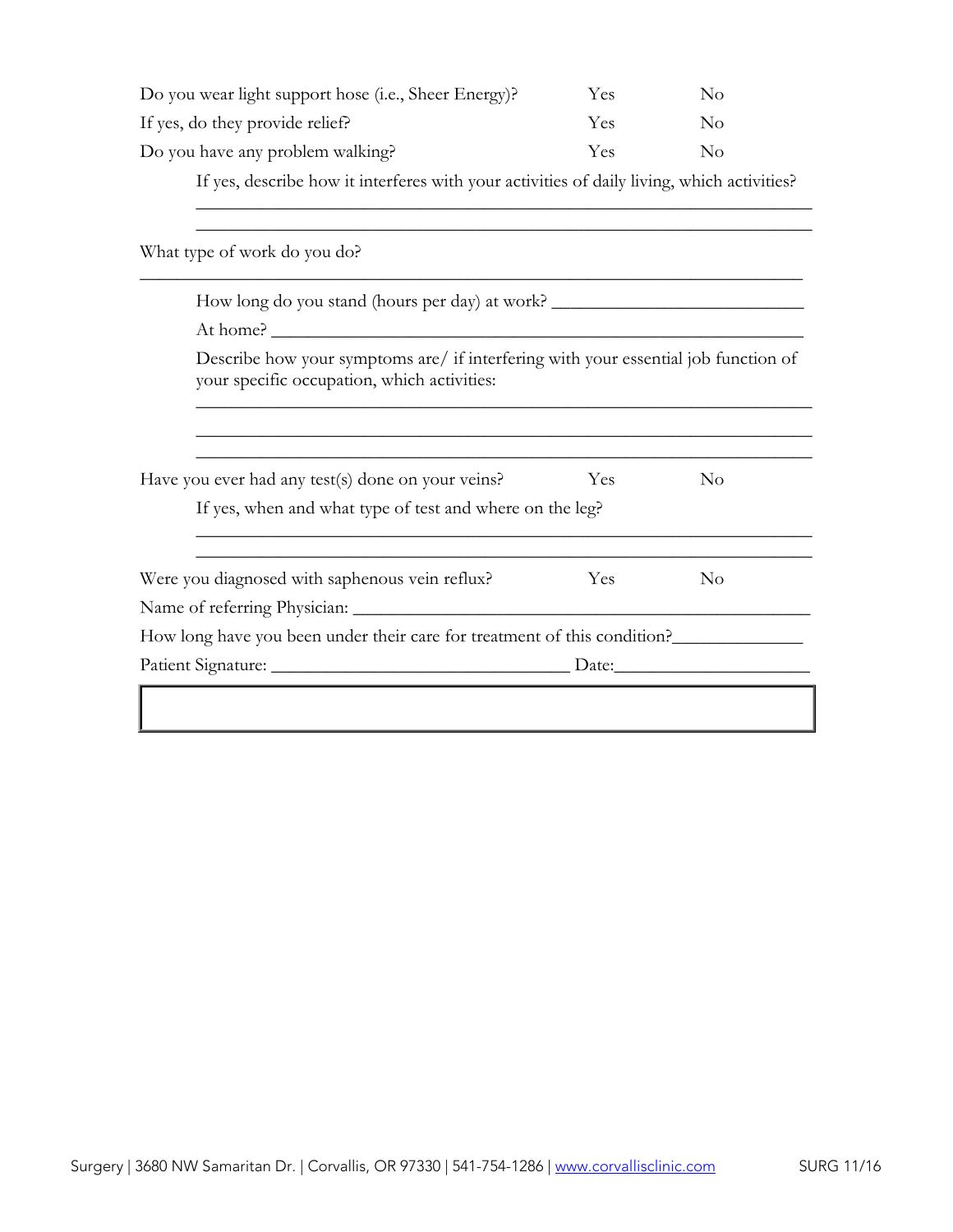Do you wear light support hose (i.e., Sheer Energy)? Yes No

If yes, do they provide relief? Yes No

Do you have any problem walking? Yes No

If yes, describe how it interferes with your activities of daily living, which activities?

______________________________________________________________________

______________________________________________________________________

What type of work do you do?

______________________________________________________________________

How long do you stand (hours per day) at work? ____________________________

At home? ____________________________________________________________

Describe how your symptoms are/ if interfering with your essential job function of your specific occupation, which activities:

______________________________________________________________________

______________________________________________________________________

______________________________________________________________________

Have you ever had any test(s) done on your veins? Yes No

If yes, when and what type of test and where on the leg?

______________________________________________________________________

______________________________________________________________________

Were you diagnosed with saphenous vein reflux? Yes No

Name of referring Physician: ____________________________________________

How long have you been under their care for treatment of this condition?______________

Patient Signature: ________________________________ Date:____________________

Surgery | 3680 NW Samaritan Dr. | Corvallis, OR 97330 | 541-754-1286 | www.corvallisclinic.com SURG 11/16